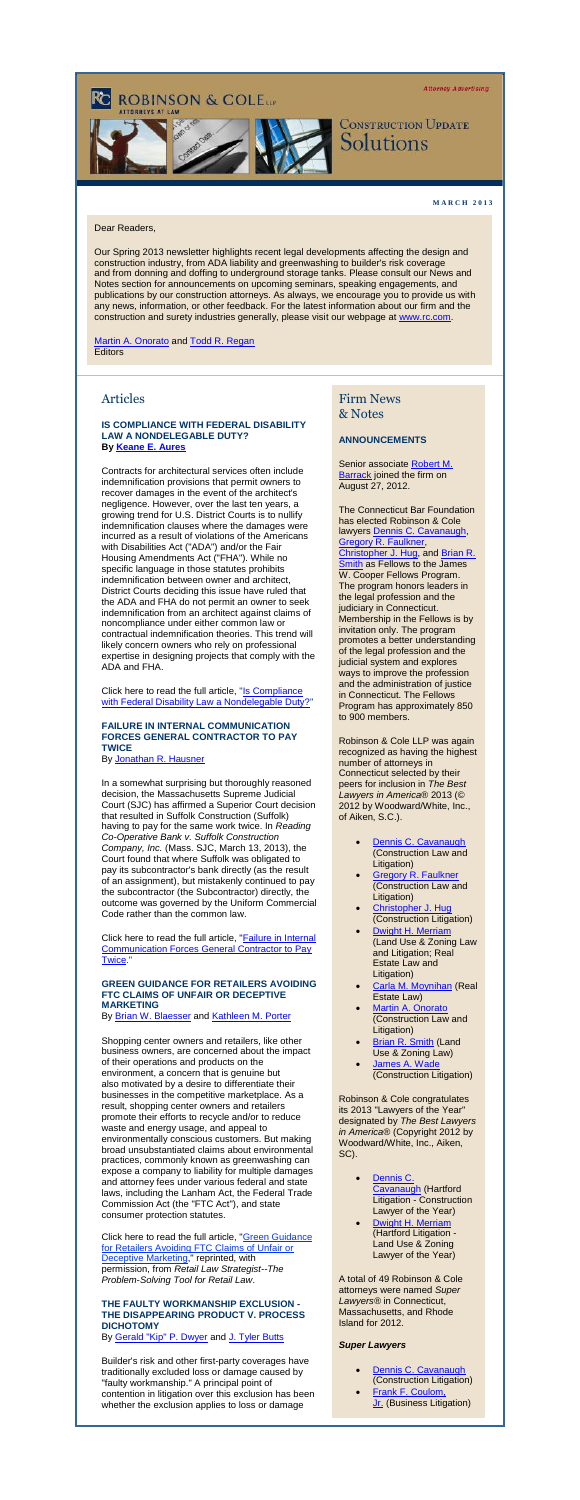Attorney Advertising

ROBINSON & COLE LLP
ATTORNEYS AT LAW

CONSTRUCTION UPDATE
Solutions

**MARCH 2013**

Dear Readers,

Our Spring 2013 newsletter highlights recent legal developments affecting the design and construction industry, from ADA liability and greenwashing to builder's risk coverage and from donning and doffing to underground storage tanks. Please consult our News and Notes section for announcements on upcoming seminars, speaking engagements, and publications by our construction attorneys. As always, we encourage you to provide us with any news, information, or other feedback. For the latest information about our firm and the construction and surety industries generally, please visit our webpage at www.rc.com.

Martin A. Onorato and Todd R. Regan
Editors

## Articles

### IS COMPLIANCE WITH FEDERAL DISABILITY LAW A NONDELEGABLE DUTY?
**By Keane E. Aures**

Contracts for architectural services often include indemnification provisions that permit owners to recover damages in the event of the architect's negligence. However, over the last ten years, a growing trend for U.S. District Courts is to nullify indemnification clauses where the damages were incurred as a result of violations of the Americans with Disabilities Act ("ADA") and/or the Fair Housing Amendments Act ("FHA"). While no specific language in those statutes prohibits indemnification between owner and architect, District Courts deciding this issue have ruled that the ADA and FHA do not permit an owner to seek indemnification from an architect against claims of noncompliance under either common law or contractual indemnification theories. This trend will likely concern owners who rely on professional expertise in designing projects that comply with the ADA and FHA.

Click here to read the full article, "Is Compliance with Federal Disability Law a Nondelegable Duty?"

### FAILURE IN INTERNAL COMMUNICATION FORCES GENERAL CONTRACTOR TO PAY TWICE
By Jonathan R. Hausner

In a somewhat surprising but thoroughly reasoned decision, the Massachusetts Supreme Judicial Court (SJC) has affirmed a Superior Court decision that resulted in Suffolk Construction (Suffolk) having to pay for the same work twice. In *Reading Co-Operative Bank v. Suffolk Construction Company, Inc.* (Mass. SJC, March 13, 2013), the Court found that where Suffolk was obligated to pay its subcontractor's bank directly (as the result of an assignment), but mistakenly continued to pay the subcontractor (the Subcontractor) directly, the outcome was governed by the Uniform Commercial Code rather than the common law.

Click here to read the full article, "Failure in Internal Communication Forces General Contractor to Pay Twice."

### GREEN GUIDANCE FOR RETAILERS AVOIDING FTC CLAIMS OF UNFAIR OR DECEPTIVE MARKETING
By Brian W. Blaesser and Kathleen M. Porter

Shopping center owners and retailers, like other business owners, are concerned about the impact of their operations and products on the environment, a concern that is genuine but also motivated by a desire to differentiate their businesses in the competitive marketplace. As a result, shopping center owners and retailers promote their efforts to recycle and/or to reduce waste and energy usage, and appeal to environmentally conscious customers. But making broad unsubstantiated claims about environmental practices, commonly known as greenwashing can expose a company to liability for multiple damages and attorney fees under various federal and state laws, including the Lanham Act, the Federal Trade Commission Act (the "FTC Act"), and state consumer protection statutes.

Click here to read the full article, "Green Guidance for Retailers Avoiding FTC Claims of Unfair or Deceptive Marketing," reprinted, with permission, from *Retail Law Strategist--The Problem-Solving Tool for Retail Law*.

### THE FAULTY WORKMANSHIP EXCLUSION - THE DISAPPEARING PRODUCT V. PROCESS DICHOTOMY
By Gerald "Kip" P. Dwyer and J. Tyler Butts

Builder's risk and other first-party coverages have traditionally excluded loss or damage caused by "faulty workmanship." A principal point of contention in litigation over this exclusion has been whether the exclusion applies to loss or damage

## Firm News & Notes

### ANNOUNCEMENTS

Senior associate Robert M. Barrack joined the firm on August 27, 2012.

The Connecticut Bar Foundation has elected Robinson & Cole lawyers Dennis C. Cavanaugh, Gregory R. Faulkner, Christopher J. Hug, and Brian R. Smith as Fellows to the James W. Cooper Fellows Program. The program honors leaders in the legal profession and the judiciary in Connecticut. Membership in the Fellows is by invitation only. The program promotes a better understanding of the legal profession and the judicial system and explores ways to improve the profession and the administration of justice in Connecticut. The Fellows Program has approximately 850 to 900 members.

Robinson & Cole LLP was again recognized as having the highest number of attorneys in Connecticut selected by their peers for inclusion in *The Best Lawyers in America®* 2013 (© 2012 by Woodward/White, Inc., of Aiken, S.C.).

- Dennis C. Cavanaugh (Construction Law and Litigation)
- Gregory R. Faulkner (Construction Law and Litigation)
- Christopher J. Hug (Construction Litigation)
- Dwight H. Merriam (Land Use & Zoning Law and Litigation; Real Estate Law and Litigation)
- Carla M. Moynihan (Real Estate Law)
- Martin A. Onorato (Construction Law and Litigation)
- Brian R. Smith (Land Use & Zoning Law)
- James A. Wade (Construction Litigation)

Robinson & Cole congratulates its 2013 "Lawyers of the Year" designated by *The Best Lawyers in America®* (Copyright 2012 by Woodward/White, Inc., Aiken, SC).

- Dennis C. Cavanaugh (Hartford Litigation - Construction Lawyer of the Year)
- Dwight H. Merriam (Hartford Litigation - Land Use & Zoning Lawyer of the Year)

A total of 49 Robinson & Cole attorneys were named *Super Lawyers®* in Connecticut, Massachusetts, and Rhode Island for 2012.

***Super Lawyers***

- Dennis C. Cavanaugh (Construction Litigation)
- Frank F. Coulom, Jr. (Business Litigation)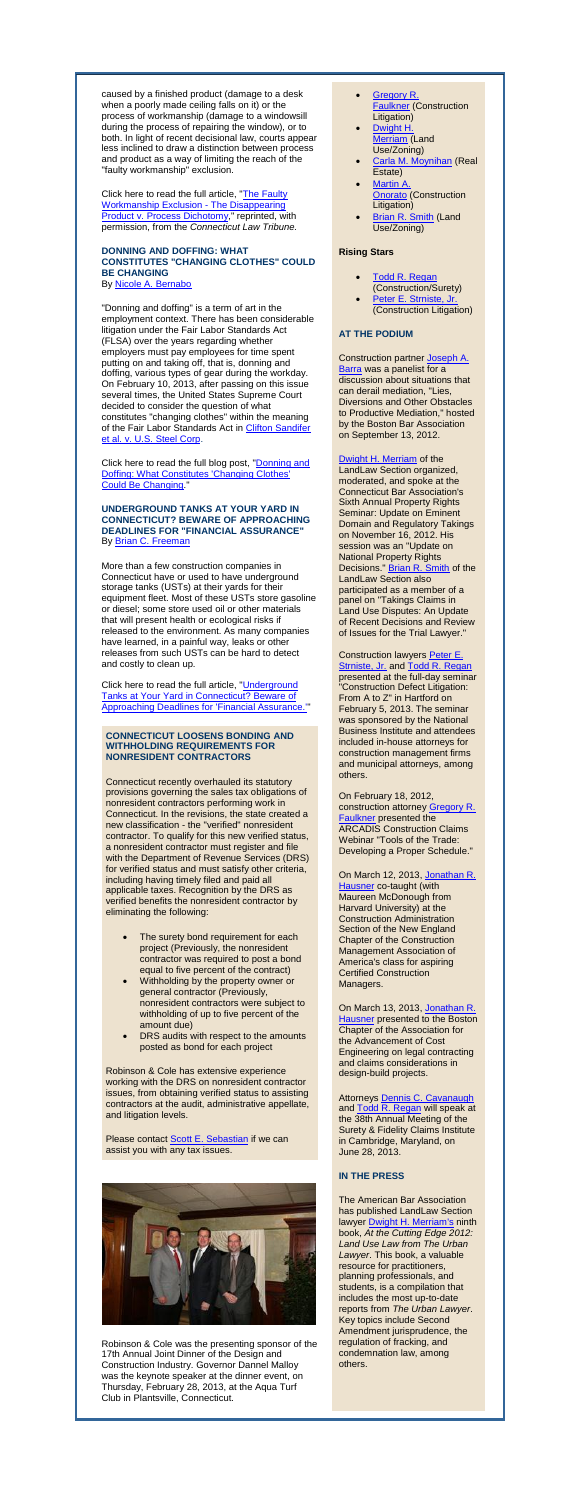caused by a finished product (damage to a desk when a poorly made ceiling falls on it) or the process of workmanship (damage to a windowsill during the process of repairing the window), or to both. In light of recent decisional law, courts appear less inclined to draw a distinction between process and product as a way of limiting the reach of the "faulty workmanship" exclusion.

Click here to read the full article, "The Faulty Workmanship Exclusion - The Disappearing Product v. Process Dichotomy," reprinted, with permission, from the *Connecticut Law Tribune*.

### DONNING AND DOFFING: WHAT CONSTITUTES "CHANGING CLOTHES" COULD BE CHANGING

By Nicole A. Bernabo

"Donning and doffing" is a term of art in the employment context. There has been considerable litigation under the Fair Labor Standards Act (FLSA) over the years regarding whether employers must pay employees for time spent putting on and taking off, that is, donning and doffing, various types of gear during the workday. On February 10, 2013, after passing on this issue several times, the United States Supreme Court decided to consider the question of what constitutes "changing clothes" within the meaning of the Fair Labor Standards Act in Clifton Sandifer et al. v. U.S. Steel Corp.

Click here to read the full blog post, "Donning and Doffing: What Constitutes 'Changing Clothes' Could Be Changing."

### UNDERGROUND TANKS AT YOUR YARD IN CONNECTICUT? BEWARE OF APPROACHING DEADLINES FOR "FINANCIAL ASSURANCE"

By Brian C. Freeman

More than a few construction companies in Connecticut have or used to have underground storage tanks (USTs) at their yards for their equipment fleet. Most of these USTs store gasoline or diesel; some store used oil or other materials that will present health or ecological risks if released to the environment. As many companies have learned, in a painful way, leaks or other releases from such USTs can be hard to detect and costly to clean up.

Click here to read the full article, "Underground Tanks at Your Yard in Connecticut? Beware of Approaching Deadlines for 'Financial Assurance.'"

### CONNECTICUT LOOSENS BONDING AND WITHHOLDING REQUIREMENTS FOR NONRESIDENT CONTRACTORS

Connecticut recently overhauled its statutory provisions governing the sales tax obligations of nonresident contractors performing work in Connecticut. In the revisions, the state created a new classification - the "verified" nonresident contractor. To qualify for this new verified status, a nonresident contractor must register and file with the Department of Revenue Services (DRS) for verified status and must satisfy other criteria, including having timely filed and paid all applicable taxes. Recognition by the DRS as verified benefits the nonresident contractor by eliminating the following:

- The surety bond requirement for each project (Previously, the nonresident contractor was required to post a bond equal to five percent of the contract)
- Withholding by the property owner or general contractor (Previously, nonresident contractors were subject to withholding of up to five percent of the amount due)
- DRS audits with respect to the amounts posted as bond for each project

Robinson & Cole has extensive experience working with the DRS on nonresident contractor issues, from obtaining verified status to assisting contractors at the audit, administrative appellate, and litigation levels.

Please contact Scott E. Sebastian if we can assist you with any tax issues.

Robinson & Cole was the presenting sponsor of the 17th Annual Joint Dinner of the Design and Construction Industry. Governor Dannel Malloy was the keynote speaker at the dinner event, on Thursday, February 28, 2013, at the Aqua Turf Club in Plantsville, Connecticut.

- Gregory R. Faulkner (Construction Litigation)
- Dwight H. Merriam (Land Use/Zoning)
- Carla M. Moynihan (Real Estate)
- Martin A. Onorato (Construction Litigation)
- Brian R. Smith (Land Use/Zoning)

### Rising Stars

- Todd R. Regan (Construction/Surety)
- Peter E. Strniste, Jr. (Construction Litigation)

### AT THE PODIUM

Construction partner Joseph A. Barra was a panelist for a discussion about situations that can derail mediation, "Lies, Diversions and Other Obstacles to Productive Mediation," hosted by the Boston Bar Association on September 13, 2012.

Dwight H. Merriam of the LandLaw Section organized, moderated, and spoke at the Connecticut Bar Association's Sixth Annual Property Rights Seminar: Update on Eminent Domain and Regulatory Takings on November 16, 2012. His session was an "Update on National Property Rights Decisions." Brian R. Smith of the LandLaw Section also participated as a member of a panel on "Takings Claims in Land Use Disputes: An Update of Recent Decisions and Review of Issues for the Trial Lawyer."

Construction lawyers Peter E. Strniste, Jr. and Todd R. Regan presented at the full-day seminar "Construction Defect Litigation: From A to Z" in Hartford on February 5, 2013. The seminar was sponsored by the National Business Institute and attendees included in-house attorneys for construction management firms and municipal attorneys, among others.

On February 18, 2012, construction attorney Gregory R. Faulkner presented the ARCADIS Construction Claims Webinar "Tools of the Trade: Developing a Proper Schedule."

On March 12, 2013, Jonathan R. Hausner co-taught (with Maureen McDonough from Harvard University) at the Construction Administration Section of the New England Chapter of the Construction Management Association of America's class for aspiring Certified Construction Managers.

On March 13, 2013, Jonathan R. Hausner presented to the Boston Chapter of the Association for the Advancement of Cost Engineering on legal contracting and claims considerations in design-build projects.

Attorneys Dennis C. Cavanaugh and Todd R. Regan will speak at the 38th Annual Meeting of the Surety & Fidelity Claims Institute in Cambridge, Maryland, on June 28, 2013.

### IN THE PRESS

The American Bar Association LandLaw Section lawyer Dwight H. Merriam's ninth book, *At the Cutting Edge 2012: Land Use Law from The Urban Lawyer*. This book, a valuable resource for practitioners, planning professionals, and students, is a compilation that includes the most up-to-date reports from *The Urban Lawyer*. Key topics include Second Amendment jurisprudence, the regulation of fracking, and condemnation law, among others.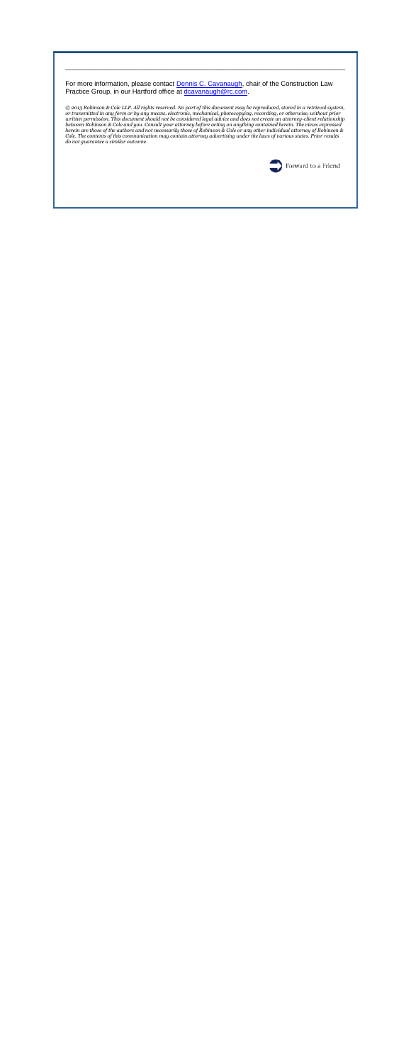For more information, please contact [Dennis C. Cavanaugh](), chair of the Construction Law Practice Group, in our Hartford office at [dcavanaugh@rc.com]().

*© 2013 Robinson & Cole LLP. All rights reserved. No part of this document may be reproduced, stored in a retrieval system, or transmitted in any form or by any means, electronic, mechanical, photocopying, recording, or otherwise, without prior written permission. This document should not be considered legal advice and does not create an attorney-client relationship between Robinson & Cole and you. Consult your attorney before acting on anything contained herein. The views expressed herein are those of the authors and not necessarily those of Robinson & Cole or any other individual attorney of Robinson & Cole. The contents of this communication may contain attorney advertising under the laws of various states. Prior results do not guarantee a similar outcome.*

Forward to a Friend